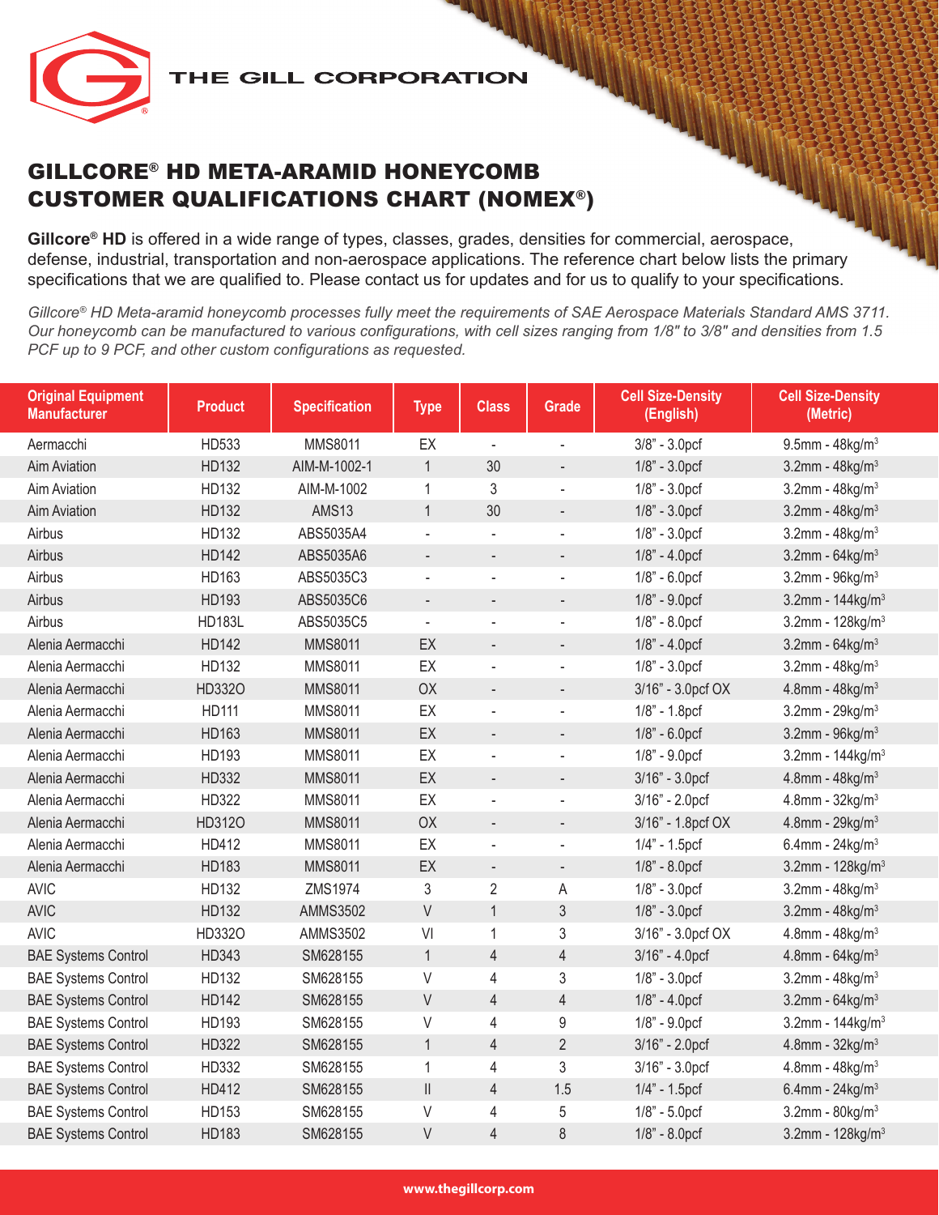THE GILL CORPORATION

# GILLCORE® HD META-ARAMID HONEYCOMB CUSTOMER QUALIFICATIONS CHART (NOMEX®)

**Gillcore® HD** is offered in a wide range of types, classes, grades, densities for commercial, aerospace, defense, industrial, transportation and non-aerospace applications. The reference chart below lists the primary specifications that we are qualified to. Please contact us for updates and for us to qualify to your specifications.

*Gillcore® HD Meta-aramid honeycomb processes fully meet the requirements of SAE Aerospace Materials Standard AMS 3711. Our honeycomb can be manufactured to various configurations, with cell sizes ranging from 1/8" to 3/8" and densities from 1.5 PCF up to 9 PCF, and other custom configurations as requested.*

| Original Equipment Manufacturer | Product | Specification | Type | Class | Grade | Cell Size-Density (English) | Cell Size-Density (Metric) |
|---|---|---|---|---|---|---|---|
| Aermacchi | HD533 | MMS8011 | EX | - | - | 3/8" - 3.0pcf | 9.5mm - 48kg/m³ |
| Aim Aviation | HD132 | AIM-M-1002-1 | 1 | 30 | - | 1/8" - 3.0pcf | 3.2mm - 48kg/m³ |
| Aim Aviation | HD132 | AIM-M-1002 | 1 | 3 | - | 1/8" - 3.0pcf | 3.2mm - 48kg/m³ |
| Aim Aviation | HD132 | AMS13 | 1 | 30 | - | 1/8" - 3.0pcf | 3.2mm - 48kg/m³ |
| Airbus | HD132 | ABS5035A4 | - | - | - | 1/8" - 3.0pcf | 3.2mm - 48kg/m³ |
| Airbus | HD142 | ABS5035A6 | - | - | - | 1/8" - 4.0pcf | 3.2mm - 64kg/m³ |
| Airbus | HD163 | ABS5035C3 | - | - | - | 1/8" - 6.0pcf | 3.2mm - 96kg/m³ |
| Airbus | HD193 | ABS5035C6 | - | - | - | 1/8" - 9.0pcf | 3.2mm - 144kg/m³ |
| Airbus | HD183L | ABS5035C5 | - | - | - | 1/8" - 8.0pcf | 3.2mm - 128kg/m³ |
| Alenia Aermacchi | HD142 | MMS8011 | EX | - | - | 1/8" - 4.0pcf | 3.2mm - 64kg/m³ |
| Alenia Aermacchi | HD132 | MMS8011 | EX | - | - | 1/8" - 3.0pcf | 3.2mm - 48kg/m³ |
| Alenia Aermacchi | HD332O | MMS8011 | OX | - | - | 3/16" - 3.0pcf OX | 4.8mm - 48kg/m³ |
| Alenia Aermacchi | HD111 | MMS8011 | EX | - | - | 1/8" - 1.8pcf | 3.2mm - 29kg/m³ |
| Alenia Aermacchi | HD163 | MMS8011 | EX | - | - | 1/8" - 6.0pcf | 3.2mm - 96kg/m³ |
| Alenia Aermacchi | HD193 | MMS8011 | EX | - | - | 1/8" - 9.0pcf | 3.2mm - 144kg/m³ |
| Alenia Aermacchi | HD332 | MMS8011 | EX | - | - | 3/16" - 3.0pcf | 4.8mm - 48kg/m³ |
| Alenia Aermacchi | HD322 | MMS8011 | EX | - | - | 3/16" - 2.0pcf | 4.8mm - 32kg/m³ |
| Alenia Aermacchi | HD312O | MMS8011 | OX | - | - | 3/16" - 1.8pcf OX | 4.8mm - 29kg/m³ |
| Alenia Aermacchi | HD412 | MMS8011 | EX | - | - | 1/4" - 1.5pcf | 6.4mm - 24kg/m³ |
| Alenia Aermacchi | HD183 | MMS8011 | EX | - | - | 1/8" - 8.0pcf | 3.2mm - 128kg/m³ |
| AVIC | HD132 | ZMS1974 | 3 | 2 | A | 1/8" - 3.0pcf | 3.2mm - 48kg/m³ |
| AVIC | HD132 | AMMS3502 | V | 1 | 3 | 1/8" - 3.0pcf | 3.2mm - 48kg/m³ |
| AVIC | HD332O | AMMS3502 | VI | 1 | 3 | 3/16" - 3.0pcf OX | 4.8mm - 48kg/m³ |
| BAE Systems Control | HD343 | SM628155 | 1 | 4 | 4 | 3/16" - 4.0pcf | 4.8mm - 64kg/m³ |
| BAE Systems Control | HD132 | SM628155 | V | 4 | 3 | 1/8" - 3.0pcf | 3.2mm - 48kg/m³ |
| BAE Systems Control | HD142 | SM628155 | V | 4 | 4 | 1/8" - 4.0pcf | 3.2mm - 64kg/m³ |
| BAE Systems Control | HD193 | SM628155 | V | 4 | 9 | 1/8" - 9.0pcf | 3.2mm - 144kg/m³ |
| BAE Systems Control | HD322 | SM628155 | 1 | 4 | 2 | 3/16" - 2.0pcf | 4.8mm - 32kg/m³ |
| BAE Systems Control | HD332 | SM628155 | 1 | 4 | 3 | 3/16" - 3.0pcf | 4.8mm - 48kg/m³ |
| BAE Systems Control | HD412 | SM628155 | II | 4 | 1.5 | 1/4" - 1.5pcf | 6.4mm - 24kg/m³ |
| BAE Systems Control | HD153 | SM628155 | V | 4 | 5 | 1/8" - 5.0pcf | 3.2mm - 80kg/m³ |
| BAE Systems Control | HD183 | SM628155 | V | 4 | 8 | 1/8" - 8.0pcf | 3.2mm - 128kg/m³ |

www.thegillcorp.com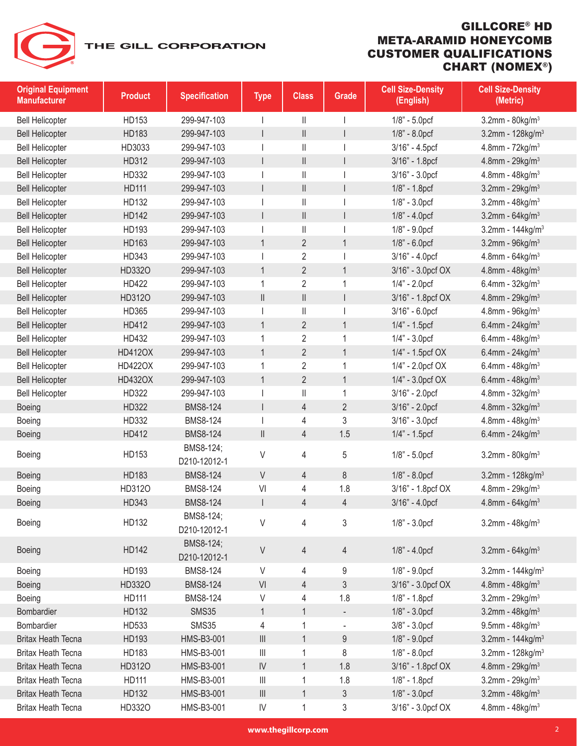# GILLCORE® HD META-ARAMID HONEYCOMB CUSTOMER QUALIFICATIONS CHART (NOMEX®)

THE GILL CORPORATION

| Original Equipment Manufacturer | Product | Specification | Type | Class | Grade | Cell Size-Density (English) | Cell Size-Density (Metric) |
|---|---|---|---|---|---|---|---|
| Bell Helicopter | HD153 | 299-947-103 | I | II | I | 1/8" - 5.0pcf | 3.2mm - 80kg/m³ |
| Bell Helicopter | HD183 | 299-947-103 | I | II | I | 1/8" - 8.0pcf | 3.2mm - 128kg/m³ |
| Bell Helicopter | HD3033 | 299-947-103 | I | II | I | 3/16" - 4.5pcf | 4.8mm - 72kg/m³ |
| Bell Helicopter | HD312 | 299-947-103 | I | II | I | 3/16" - 1.8pcf | 4.8mm - 29kg/m³ |
| Bell Helicopter | HD332 | 299-947-103 | I | II | I | 3/16" - 3.0pcf | 4.8mm - 48kg/m³ |
| Bell Helicopter | HD111 | 299-947-103 | I | II | I | 1/8" - 1.8pcf | 3.2mm - 29kg/m³ |
| Bell Helicopter | HD132 | 299-947-103 | I | II | I | 1/8" - 3.0pcf | 3.2mm - 48kg/m³ |
| Bell Helicopter | HD142 | 299-947-103 | I | II | I | 1/8" - 4.0pcf | 3.2mm - 64kg/m³ |
| Bell Helicopter | HD193 | 299-947-103 | I | II | I | 1/8" - 9.0pcf | 3.2mm - 144kg/m³ |
| Bell Helicopter | HD163 | 299-947-103 | 1 | 2 | 1 | 1/8" - 6.0pcf | 3.2mm - 96kg/m³ |
| Bell Helicopter | HD343 | 299-947-103 | I | 2 | I | 3/16" - 4.0pcf | 4.8mm - 64kg/m³ |
| Bell Helicopter | HD332O | 299-947-103 | 1 | 2 | 1 | 3/16" - 3.0pcf OX | 4.8mm - 48kg/m³ |
| Bell Helicopter | HD422 | 299-947-103 | 1 | 2 | 1 | 1/4" - 2.0pcf | 6.4mm - 32kg/m³ |
| Bell Helicopter | HD312O | 299-947-103 | II | II | I | 3/16" - 1.8pcf OX | 4.8mm - 29kg/m³ |
| Bell Helicopter | HD365 | 299-947-103 | I | II | I | 3/16" - 6.0pcf | 4.8mm - 96kg/m³ |
| Bell Helicopter | HD412 | 299-947-103 | 1 | 2 | 1 | 1/4" - 1.5pcf | 6.4mm - 24kg/m³ |
| Bell Helicopter | HD432 | 299-947-103 | 1 | 2 | 1 | 1/4" - 3.0pcf | 6.4mm - 48kg/m³ |
| Bell Helicopter | HD412OX | 299-947-103 | 1 | 2 | 1 | 1/4" - 1.5pcf OX | 6.4mm - 24kg/m³ |
| Bell Helicopter | HD422OX | 299-947-103 | 1 | 2 | 1 | 1/4" - 2.0pcf OX | 6.4mm - 48kg/m³ |
| Bell Helicopter | HD432OX | 299-947-103 | 1 | 2 | 1 | 1/4" - 3.0pcf OX | 6.4mm - 48kg/m³ |
| Bell Helicopter | HD322 | 299-947-103 | I | II | 1 | 3/16" - 2.0pcf | 4.8mm - 32kg/m³ |
| Boeing | HD322 | BMS8-124 | I | 4 | 2 | 3/16" - 2.0pcf | 4.8mm - 32kg/m³ |
| Boeing | HD332 | BMS8-124 | I | 4 | 3 | 3/16" - 3.0pcf | 4.8mm - 48kg/m³ |
| Boeing | HD412 | BMS8-124 | II | 4 | 1.5 | 1/4" - 1.5pcf | 6.4mm - 24kg/m³ |
| Boeing | HD153 | BMS8-124; D210-12012-1 | V | 4 | 5 | 1/8" - 5.0pcf | 3.2mm - 80kg/m³ |
| Boeing | HD183 | BMS8-124 | V | 4 | 8 | 1/8" - 8.0pcf | 3.2mm - 128kg/m³ |
| Boeing | HD312O | BMS8-124 | VI | 4 | 1.8 | 3/16" - 1.8pcf OX | 4.8mm - 29kg/m³ |
| Boeing | HD343 | BMS8-124 | I | 4 | 4 | 3/16" - 4.0pcf | 4.8mm - 64kg/m³ |
| Boeing | HD132 | BMS8-124; D210-12012-1 | V | 4 | 3 | 1/8" - 3.0pcf | 3.2mm - 48kg/m³ |
| Boeing | HD142 | BMS8-124; D210-12012-1 | V | 4 | 4 | 1/8" - 4.0pcf | 3.2mm - 64kg/m³ |
| Boeing | HD193 | BMS8-124 | V | 4 | 9 | 1/8" - 9.0pcf | 3.2mm - 144kg/m³ |
| Boeing | HD332O | BMS8-124 | VI | 4 | 3 | 3/16" - 3.0pcf OX | 4.8mm - 48kg/m³ |
| Boeing | HD111 | BMS8-124 | V | 4 | 1.8 | 1/8" - 1.8pcf | 3.2mm - 29kg/m³ |
| Bombardier | HD132 | SMS35 | 1 | 1 | - | 1/8" - 3.0pcf | 3.2mm - 48kg/m³ |
| Bombardier | HD533 | SMS35 | 4 | 1 | - | 3/8" - 3.0pcf | 9.5mm - 48kg/m³ |
| Britax Heath Tecna | HD193 | HMS-B3-001 | III | 1 | 9 | 1/8" - 9.0pcf | 3.2mm - 144kg/m³ |
| Britax Heath Tecna | HD183 | HMS-B3-001 | III | 1 | 8 | 1/8" - 8.0pcf | 3.2mm - 128kg/m³ |
| Britax Heath Tecna | HD312O | HMS-B3-001 | IV | 1 | 1.8 | 3/16" - 1.8pcf OX | 4.8mm - 29kg/m³ |
| Britax Heath Tecna | HD111 | HMS-B3-001 | III | 1 | 1.8 | 1/8" - 1.8pcf | 3.2mm - 29kg/m³ |
| Britax Heath Tecna | HD132 | HMS-B3-001 | III | 1 | 3 | 1/8" - 3.0pcf | 3.2mm - 48kg/m³ |
| Britax Heath Tecna | HD332O | HMS-B3-001 | IV | 1 | 3 | 3/16" - 3.0pcf OX | 4.8mm - 48kg/m³ |

www.thegillcorp.com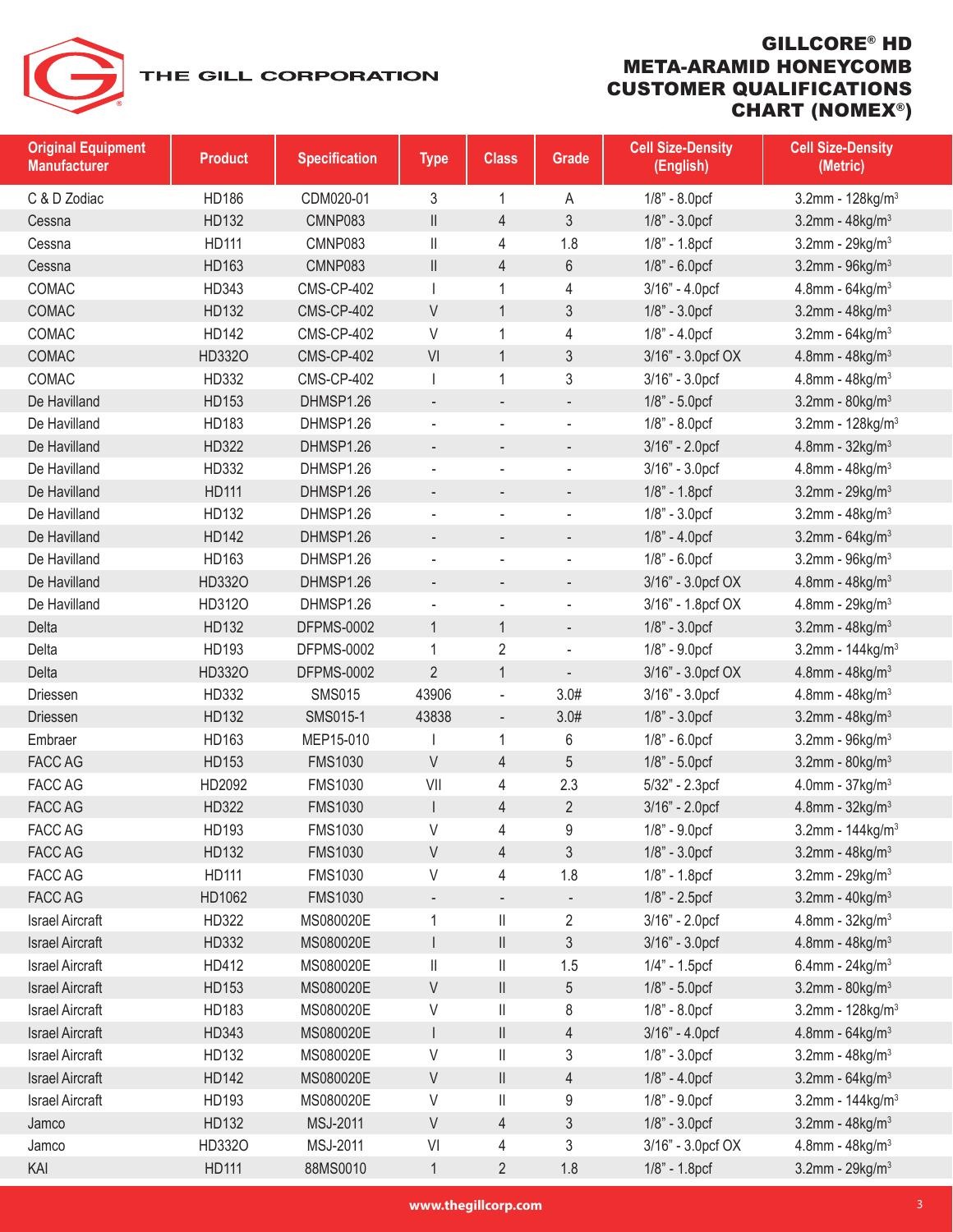# GILLCORE® HD META-ARAMID HONEYCOMB CUSTOMER QUALIFICATIONS CHART (NOMEX®)

THE GILL CORPORATION

| Original Equipment Manufacturer | Product | Specification | Type | Class | Grade | Cell Size-Density (English) | Cell Size-Density (Metric) |
|---|---|---|---|---|---|---|---|
| C & D Zodiac | HD186 | CDM020-01 | 3 | 1 | A | 1/8" - 8.0pcf | 3.2mm - 128kg/m$^3$ |
| Cessna | HD132 | CMNP083 | II | 4 | 3 | 1/8" - 3.0pcf | 3.2mm - 48kg/m$^3$ |
| Cessna | HD111 | CMNP083 | II | 4 | 1.8 | 1/8" - 1.8pcf | 3.2mm - 29kg/m$^3$ |
| Cessna | HD163 | CMNP083 | II | 4 | 6 | 1/8" - 6.0pcf | 3.2mm - 96kg/m$^3$ |
| COMAC | HD343 | CMS-CP-402 | I | 1 | 4 | 3/16" - 4.0pcf | 4.8mm - 64kg/m$^3$ |
| COMAC | HD132 | CMS-CP-402 | V | 1 | 3 | 1/8" - 3.0pcf | 3.2mm - 48kg/m$^3$ |
| COMAC | HD142 | CMS-CP-402 | V | 1 | 4 | 1/8" - 4.0pcf | 3.2mm - 64kg/m$^3$ |
| COMAC | HD332O | CMS-CP-402 | VI | 1 | 3 | 3/16" - 3.0pcf OX | 4.8mm - 48kg/m$^3$ |
| COMAC | HD332 | CMS-CP-402 | I | 1 | 3 | 3/16" - 3.0pcf | 4.8mm - 48kg/m$^3$ |
| De Havilland | HD153 | DHMSP1.26 | - | - | - | 1/8" - 5.0pcf | 3.2mm - 80kg/m$^3$ |
| De Havilland | HD183 | DHMSP1.26 | - | - | - | 1/8" - 8.0pcf | 3.2mm - 128kg/m$^3$ |
| De Havilland | HD322 | DHMSP1.26 | - | - | - | 3/16" - 2.0pcf | 4.8mm - 32kg/m$^3$ |
| De Havilland | HD332 | DHMSP1.26 | - | - | - | 3/16" - 3.0pcf | 4.8mm - 48kg/m$^3$ |
| De Havilland | HD111 | DHMSP1.26 | - | - | - | 1/8" - 1.8pcf | 3.2mm - 29kg/m$^3$ |
| De Havilland | HD132 | DHMSP1.26 | - | - | - | 1/8" - 3.0pcf | 3.2mm - 48kg/m$^3$ |
| De Havilland | HD142 | DHMSP1.26 | - | - | - | 1/8" - 4.0pcf | 3.2mm - 64kg/m$^3$ |
| De Havilland | HD163 | DHMSP1.26 | - | - | - | 1/8" - 6.0pcf | 3.2mm - 96kg/m$^3$ |
| De Havilland | HD332O | DHMSP1.26 | - | - | - | 3/16" - 3.0pcf OX | 4.8mm - 48kg/m$^3$ |
| De Havilland | HD312O | DHMSP1.26 | - | - | - | 3/16" - 1.8pcf OX | 4.8mm - 29kg/m$^3$ |
| Delta | HD132 | DFPMS-0002 | 1 | 1 | - | 1/8" - 3.0pcf | 3.2mm - 48kg/m$^3$ |
| Delta | HD193 | DFPMS-0002 | 1 | 2 | - | 1/8" - 9.0pcf | 3.2mm - 144kg/m$^3$ |
| Delta | HD332O | DFPMS-0002 | 2 | 1 | - | 3/16" - 3.0pcf OX | 4.8mm - 48kg/m$^3$ |
| Driessen | HD332 | SMS015 | 43906 | - | 3.0# | 3/16" - 3.0pcf | 4.8mm - 48kg/m$^3$ |
| Driessen | HD132 | SMS015-1 | 43838 | - | 3.0# | 1/8" - 3.0pcf | 3.2mm - 48kg/m$^3$ |
| Embraer | HD163 | MEP15-010 | I | 1 | 6 | 1/8" - 6.0pcf | 3.2mm - 96kg/m$^3$ |
| FACC AG | HD153 | FMS1030 | V | 4 | 5 | 1/8" - 5.0pcf | 3.2mm - 80kg/m$^3$ |
| FACC AG | HD2092 | FMS1030 | VII | 4 | 2.3 | 5/32" - 2.3pcf | 4.0mm - 37kg/m$^3$ |
| FACC AG | HD322 | FMS1030 | I | 4 | 2 | 3/16" - 2.0pcf | 4.8mm - 32kg/m$^3$ |
| FACC AG | HD193 | FMS1030 | V | 4 | 9 | 1/8" - 9.0pcf | 3.2mm - 144kg/m$^3$ |
| FACC AG | HD132 | FMS1030 | V | 4 | 3 | 1/8" - 3.0pcf | 3.2mm - 48kg/m$^3$ |
| FACC AG | HD111 | FMS1030 | V | 4 | 1.8 | 1/8" - 1.8pcf | 3.2mm - 29kg/m$^3$ |
| FACC AG | HD1062 | FMS1030 | - | - | - | 1/8" - 2.5pcf | 3.2mm - 40kg/m$^3$ |
| Israel Aircraft | HD322 | MS080020E | 1 | II | 2 | 3/16" - 2.0pcf | 4.8mm - 32kg/m$^3$ |
| Israel Aircraft | HD332 | MS080020E | I | II | 3 | 3/16" - 3.0pcf | 4.8mm - 48kg/m$^3$ |
| Israel Aircraft | HD412 | MS080020E | II | II | 1.5 | 1/4" - 1.5pcf | 6.4mm - 24kg/m$^3$ |
| Israel Aircraft | HD153 | MS080020E | V | II | 5 | 1/8" - 5.0pcf | 3.2mm - 80kg/m$^3$ |
| Israel Aircraft | HD183 | MS080020E | V | II | 8 | 1/8" - 8.0pcf | 3.2mm - 128kg/m$^3$ |
| Israel Aircraft | HD343 | MS080020E | I | II | 4 | 3/16" - 4.0pcf | 4.8mm - 64kg/m$^3$ |
| Israel Aircraft | HD132 | MS080020E | V | II | 3 | 1/8" - 3.0pcf | 3.2mm - 48kg/m$^3$ |
| Israel Aircraft | HD142 | MS080020E | V | II | 4 | 1/8" - 4.0pcf | 3.2mm - 64kg/m$^3$ |
| Israel Aircraft | HD193 | MS080020E | V | II | 9 | 1/8" - 9.0pcf | 3.2mm - 144kg/m$^3$ |
| Jamco | HD132 | MSJ-2011 | V | 4 | 3 | 1/8" - 3.0pcf | 3.2mm - 48kg/m$^3$ |
| Jamco | HD332O | MSJ-2011 | VI | 4 | 3 | 3/16" - 3.0pcf OX | 4.8mm - 48kg/m$^3$ |
| KAI | HD111 | 88MS0010 | 1 | 2 | 1.8 | 1/8" - 1.8pcf | 3.2mm - 29kg/m$^3$ |

www.thegillcorp.com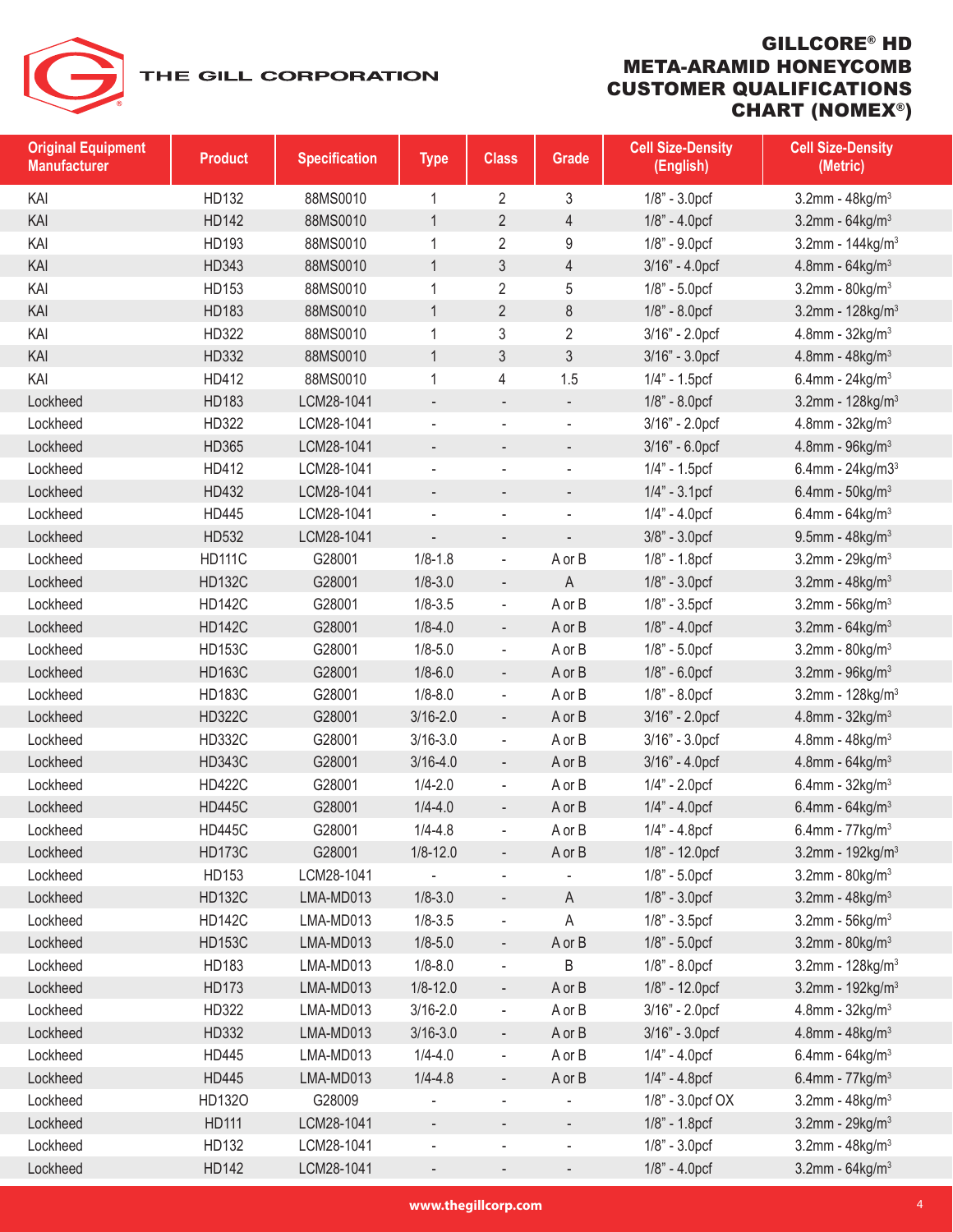# GILLCORE® HD META-ARAMID HONEYCOMB CUSTOMER QUALIFICATIONS CHART (NOMEX®)

THE GILL CORPORATION

| Original Equipment Manufacturer | Product | Specification | Type | Class | Grade | Cell Size-Density (English) | Cell Size-Density (Metric) |
|---|---|---|---|---|---|---|---|
| KAI | HD132 | 88MS0010 | 1 | 2 | 3 | 1/8" - 3.0pcf | 3.2mm - 48kg/m³ |
| KAI | HD142 | 88MS0010 | 1 | 2 | 4 | 1/8" - 4.0pcf | 3.2mm - 64kg/m³ |
| KAI | HD193 | 88MS0010 | 1 | 2 | 9 | 1/8" - 9.0pcf | 3.2mm - 144kg/m³ |
| KAI | HD343 | 88MS0010 | 1 | 3 | 4 | 3/16" - 4.0pcf | 4.8mm - 64kg/m³ |
| KAI | HD153 | 88MS0010 | 1 | 2 | 5 | 1/8" - 5.0pcf | 3.2mm - 80kg/m³ |
| KAI | HD183 | 88MS0010 | 1 | 2 | 8 | 1/8" - 8.0pcf | 3.2mm - 128kg/m³ |
| KAI | HD322 | 88MS0010 | 1 | 3 | 2 | 3/16" - 2.0pcf | 4.8mm - 32kg/m³ |
| KAI | HD332 | 88MS0010 | 1 | 3 | 3 | 3/16" - 3.0pcf | 4.8mm - 48kg/m³ |
| KAI | HD412 | 88MS0010 | 1 | 4 | 1.5 | 1/4" - 1.5pcf | 6.4mm - 24kg/m³ |
| Lockheed | HD183 | LCM28-1041 | - | - | - | 1/8" - 8.0pcf | 3.2mm - 128kg/m³ |
| Lockheed | HD322 | LCM28-1041 | - | - | - | 3/16" - 2.0pcf | 4.8mm - 32kg/m³ |
| Lockheed | HD365 | LCM28-1041 | - | - | - | 3/16" - 6.0pcf | 4.8mm - 96kg/m³ |
| Lockheed | HD412 | LCM28-1041 | - | - | - | 1/4" - 1.5pcf | 6.4mm - 24kg/m3³ |
| Lockheed | HD432 | LCM28-1041 | - | - | - | 1/4" - 3.1pcf | 6.4mm - 50kg/m³ |
| Lockheed | HD445 | LCM28-1041 | - | - | - | 1/4" - 4.0pcf | 6.4mm - 64kg/m³ |
| Lockheed | HD532 | LCM28-1041 | - | - | - | 3/8" - 3.0pcf | 9.5mm - 48kg/m³ |
| Lockheed | HD111C | G28001 | 1/8-1.8 | - | A or B | 1/8" - 1.8pcf | 3.2mm - 29kg/m³ |
| Lockheed | HD132C | G28001 | 1/8-3.0 | - | A | 1/8" - 3.0pcf | 3.2mm - 48kg/m³ |
| Lockheed | HD142C | G28001 | 1/8-3.5 | - | A or B | 1/8" - 3.5pcf | 3.2mm - 56kg/m³ |
| Lockheed | HD142C | G28001 | 1/8-4.0 | - | A or B | 1/8" - 4.0pcf | 3.2mm - 64kg/m³ |
| Lockheed | HD153C | G28001 | 1/8-5.0 | - | A or B | 1/8" - 5.0pcf | 3.2mm - 80kg/m³ |
| Lockheed | HD163C | G28001 | 1/8-6.0 | - | A or B | 1/8" - 6.0pcf | 3.2mm - 96kg/m³ |
| Lockheed | HD183C | G28001 | 1/8-8.0 | - | A or B | 1/8" - 8.0pcf | 3.2mm - 128kg/m³ |
| Lockheed | HD322C | G28001 | 3/16-2.0 | - | A or B | 3/16" - 2.0pcf | 4.8mm - 32kg/m³ |
| Lockheed | HD332C | G28001 | 3/16-3.0 | - | A or B | 3/16" - 3.0pcf | 4.8mm - 48kg/m³ |
| Lockheed | HD343C | G28001 | 3/16-4.0 | - | A or B | 3/16" - 4.0pcf | 4.8mm - 64kg/m³ |
| Lockheed | HD422C | G28001 | 1/4-2.0 | - | A or B | 1/4" - 2.0pcf | 6.4mm - 32kg/m³ |
| Lockheed | HD445C | G28001 | 1/4-4.0 | - | A or B | 1/4" - 4.0pcf | 6.4mm - 64kg/m³ |
| Lockheed | HD445C | G28001 | 1/4-4.8 | - | A or B | 1/4" - 4.8pcf | 6.4mm - 77kg/m³ |
| Lockheed | HD173C | G28001 | 1/8-12.0 | - | A or B | 1/8" - 12.0pcf | 3.2mm - 192kg/m³ |
| Lockheed | HD153 | LCM28-1041 | - | - | - | 1/8" - 5.0pcf | 3.2mm - 80kg/m³ |
| Lockheed | HD132C | LMA-MD013 | 1/8-3.0 | - | A | 1/8" - 3.0pcf | 3.2mm - 48kg/m³ |
| Lockheed | HD142C | LMA-MD013 | 1/8-3.5 | - | A | 1/8" - 3.5pcf | 3.2mm - 56kg/m³ |
| Lockheed | HD153C | LMA-MD013 | 1/8-5.0 | - | A or B | 1/8" - 5.0pcf | 3.2mm - 80kg/m³ |
| Lockheed | HD183 | LMA-MD013 | 1/8-8.0 | - | B | 1/8" - 8.0pcf | 3.2mm - 128kg/m³ |
| Lockheed | HD173 | LMA-MD013 | 1/8-12.0 | - | A or B | 1/8" - 12.0pcf | 3.2mm - 192kg/m³ |
| Lockheed | HD322 | LMA-MD013 | 3/16-2.0 | - | A or B | 3/16" - 2.0pcf | 4.8mm - 32kg/m³ |
| Lockheed | HD332 | LMA-MD013 | 3/16-3.0 | - | A or B | 3/16" - 3.0pcf | 4.8mm - 48kg/m³ |
| Lockheed | HD445 | LMA-MD013 | 1/4-4.0 | - | A or B | 1/4" - 4.0pcf | 6.4mm - 64kg/m³ |
| Lockheed | HD445 | LMA-MD013 | 1/4-4.8 | - | A or B | 1/4" - 4.8pcf | 6.4mm - 77kg/m³ |
| Lockheed | HD132O | G28009 | - | - | - | 1/8" - 3.0pcf OX | 3.2mm - 48kg/m³ |
| Lockheed | HD111 | LCM28-1041 | - | - | - | 1/8" - 1.8pcf | 3.2mm - 29kg/m³ |
| Lockheed | HD132 | LCM28-1041 | - | - | - | 1/8" - 3.0pcf | 3.2mm - 48kg/m³ |
| Lockheed | HD142 | LCM28-1041 | - | - | - | 1/8" - 4.0pcf | 3.2mm - 64kg/m³ |

www.thegillcorp.com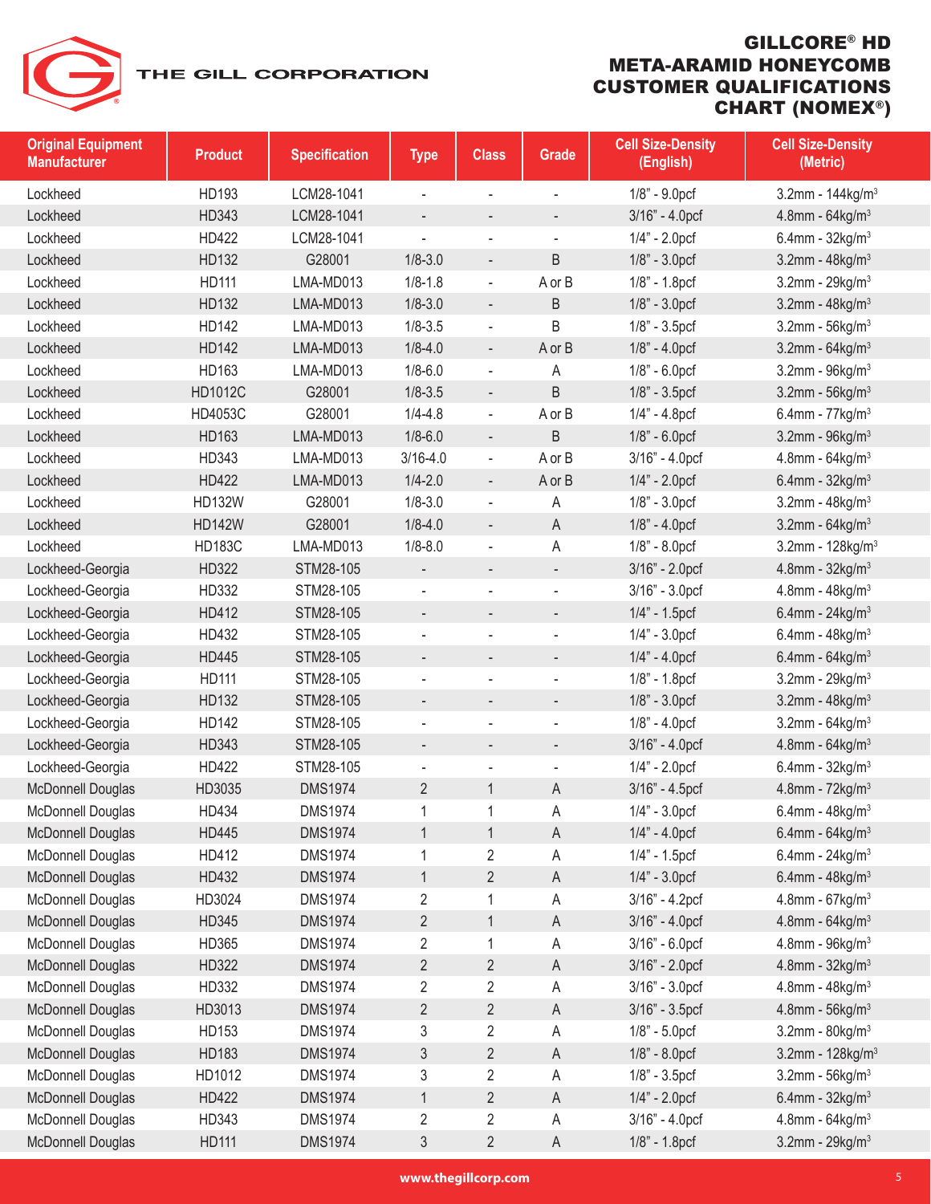# GILLCORE® HD META-ARAMID HONEYCOMB CUSTOMER QUALIFICATIONS CHART (NOMEX®)

THE GILL CORPORATION

| Original Equipment Manufacturer | Product | Specification | Type | Class | Grade | Cell Size-Density (English) | Cell Size-Density (Metric) |
|---|---|---|---|---|---|---|---|
| Lockheed | HD193 | LCM28-1041 | - | - | - | 1/8" - 9.0pcf | 3.2mm - 144kg/m$^3$ |
| Lockheed | HD343 | LCM28-1041 | - | - | - | 3/16" - 4.0pcf | 4.8mm - 64kg/m$^3$ |
| Lockheed | HD422 | LCM28-1041 | - | - | - | 1/4" - 2.0pcf | 6.4mm - 32kg/m$^3$ |
| Lockheed | HD132 | G28001 | 1/8-3.0 | - | B | 1/8" - 3.0pcf | 3.2mm - 48kg/m$^3$ |
| Lockheed | HD111 | LMA-MD013 | 1/8-1.8 | - | A or B | 1/8" - 1.8pcf | 3.2mm - 29kg/m$^3$ |
| Lockheed | HD132 | LMA-MD013 | 1/8-3.0 | - | B | 1/8" - 3.0pcf | 3.2mm - 48kg/m$^3$ |
| Lockheed | HD142 | LMA-MD013 | 1/8-3.5 | - | B | 1/8" - 3.5pcf | 3.2mm - 56kg/m$^3$ |
| Lockheed | HD142 | LMA-MD013 | 1/8-4.0 | - | A or B | 1/8" - 4.0pcf | 3.2mm - 64kg/m$^3$ |
| Lockheed | HD163 | LMA-MD013 | 1/8-6.0 | - | A | 1/8" - 6.0pcf | 3.2mm - 96kg/m$^3$ |
| Lockheed | HD1012C | G28001 | 1/8-3.5 | - | B | 1/8" - 3.5pcf | 3.2mm - 56kg/m$^3$ |
| Lockheed | HD4053C | G28001 | 1/4-4.8 | - | A or B | 1/4" - 4.8pcf | 6.4mm - 77kg/m$^3$ |
| Lockheed | HD163 | LMA-MD013 | 1/8-6.0 | - | B | 1/8" - 6.0pcf | 3.2mm - 96kg/m$^3$ |
| Lockheed | HD343 | LMA-MD013 | 3/16-4.0 | - | A or B | 3/16" - 4.0pcf | 4.8mm - 64kg/m$^3$ |
| Lockheed | HD422 | LMA-MD013 | 1/4-2.0 | - | A or B | 1/4" - 2.0pcf | 6.4mm - 32kg/m$^3$ |
| Lockheed | HD132W | G28001 | 1/8-3.0 | - | A | 1/8" - 3.0pcf | 3.2mm - 48kg/m$^3$ |
| Lockheed | HD142W | G28001 | 1/8-4.0 | - | A | 1/8" - 4.0pcf | 3.2mm - 64kg/m$^3$ |
| Lockheed | HD183C | LMA-MD013 | 1/8-8.0 | - | A | 1/8" - 8.0pcf | 3.2mm - 128kg/m$^3$ |
| Lockheed-Georgia | HD322 | STM28-105 | - | - | - | 3/16" - 2.0pcf | 4.8mm - 32kg/m$^3$ |
| Lockheed-Georgia | HD332 | STM28-105 | - | - | - | 3/16" - 3.0pcf | 4.8mm - 48kg/m$^3$ |
| Lockheed-Georgia | HD412 | STM28-105 | - | - | - | 1/4" - 1.5pcf | 6.4mm - 24kg/m$^3$ |
| Lockheed-Georgia | HD432 | STM28-105 | - | - | - | 1/4" - 3.0pcf | 6.4mm - 48kg/m$^3$ |
| Lockheed-Georgia | HD445 | STM28-105 | - | - | - | 1/4" - 4.0pcf | 6.4mm - 64kg/m$^3$ |
| Lockheed-Georgia | HD111 | STM28-105 | - | - | - | 1/8" - 1.8pcf | 3.2mm - 29kg/m$^3$ |
| Lockheed-Georgia | HD132 | STM28-105 | - | - | - | 1/8" - 3.0pcf | 3.2mm - 48kg/m$^3$ |
| Lockheed-Georgia | HD142 | STM28-105 | - | - | - | 1/8" - 4.0pcf | 3.2mm - 64kg/m$^3$ |
| Lockheed-Georgia | HD343 | STM28-105 | - | - | - | 3/16" - 4.0pcf | 4.8mm - 64kg/m$^3$ |
| Lockheed-Georgia | HD422 | STM28-105 | - | - | - | 1/4" - 2.0pcf | 6.4mm - 32kg/m$^3$ |
| McDonnell Douglas | HD3035 | DMS1974 | 2 | 1 | A | 3/16" - 4.5pcf | 4.8mm - 72kg/m$^3$ |
| McDonnell Douglas | HD434 | DMS1974 | 1 | 1 | A | 1/4" - 3.0pcf | 6.4mm - 48kg/m$^3$ |
| McDonnell Douglas | HD445 | DMS1974 | 1 | 1 | A | 1/4" - 4.0pcf | 6.4mm - 64kg/m$^3$ |
| McDonnell Douglas | HD412 | DMS1974 | 1 | 2 | A | 1/4" - 1.5pcf | 6.4mm - 24kg/m$^3$ |
| McDonnell Douglas | HD432 | DMS1974 | 1 | 2 | A | 1/4" - 3.0pcf | 6.4mm - 48kg/m$^3$ |
| McDonnell Douglas | HD3024 | DMS1974 | 2 | 1 | A | 3/16" - 4.2pcf | 4.8mm - 67kg/m$^3$ |
| McDonnell Douglas | HD345 | DMS1974 | 2 | 1 | A | 3/16" - 4.0pcf | 4.8mm - 64kg/m$^3$ |
| McDonnell Douglas | HD365 | DMS1974 | 2 | 1 | A | 3/16" - 6.0pcf | 4.8mm - 96kg/m$^3$ |
| McDonnell Douglas | HD322 | DMS1974 | 2 | 2 | A | 3/16" - 2.0pcf | 4.8mm - 32kg/m$^3$ |
| McDonnell Douglas | HD332 | DMS1974 | 2 | 2 | A | 3/16" - 3.0pcf | 4.8mm - 48kg/m$^3$ |
| McDonnell Douglas | HD3013 | DMS1974 | 2 | 2 | A | 3/16" - 3.5pcf | 4.8mm - 56kg/m$^3$ |
| McDonnell Douglas | HD153 | DMS1974 | 3 | 2 | A | 1/8" - 5.0pcf | 3.2mm - 80kg/m$^3$ |
| McDonnell Douglas | HD183 | DMS1974 | 3 | 2 | A | 1/8" - 8.0pcf | 3.2mm - 128kg/m$^3$ |
| McDonnell Douglas | HD1012 | DMS1974 | 3 | 2 | A | 1/8" - 3.5pcf | 3.2mm - 56kg/m$^3$ |
| McDonnell Douglas | HD422 | DMS1974 | 1 | 2 | A | 1/4" - 2.0pcf | 6.4mm - 32kg/m$^3$ |
| McDonnell Douglas | HD343 | DMS1974 | 2 | 2 | A | 3/16" - 4.0pcf | 4.8mm - 64kg/m$^3$ |
| McDonnell Douglas | HD111 | DMS1974 | 3 | 2 | A | 1/8" - 1.8pcf | 3.2mm - 29kg/m$^3$ |

www.thegillcorp.com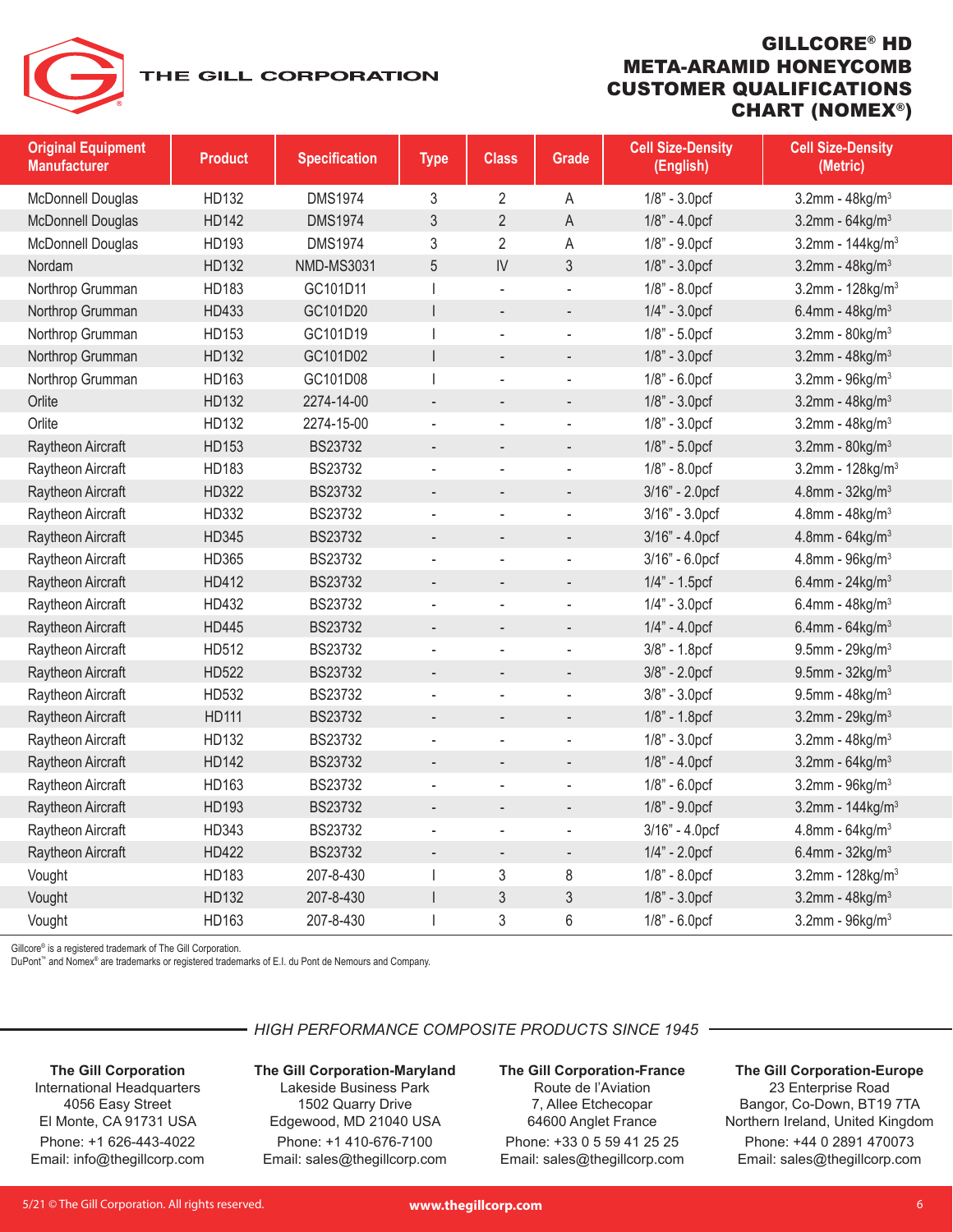THE GILL CORPORATION

# GILLCORE® HD META-ARAMID HONEYCOMB CUSTOMER QUALIFICATIONS CHART (NOMEX®)

| Original Equipment Manufacturer | Product | Specification | Type | Class | Grade | Cell Size-Density (English) | Cell Size-Density (Metric) |
|---|---|---|---|---|---|---|---|
| McDonnell Douglas | HD132 | DMS1974 | 3 | 2 | A | 1/8" - 3.0pcf | 3.2mm - 48kg/m³ |
| McDonnell Douglas | HD142 | DMS1974 | 3 | 2 | A | 1/8" - 4.0pcf | 3.2mm - 64kg/m³ |
| McDonnell Douglas | HD193 | DMS1974 | 3 | 2 | A | 1/8" - 9.0pcf | 3.2mm - 144kg/m³ |
| Nordam | HD132 | NMD-MS3031 | 5 | IV | 3 | 1/8" - 3.0pcf | 3.2mm - 48kg/m³ |
| Northrop Grumman | HD183 | GC101D11 | I | - | - | 1/8" - 8.0pcf | 3.2mm - 128kg/m³ |
| Northrop Grumman | HD433 | GC101D20 | I | - | - | 1/4" - 3.0pcf | 6.4mm - 48kg/m³ |
| Northrop Grumman | HD153 | GC101D19 | I | - | - | 1/8" - 5.0pcf | 3.2mm - 80kg/m³ |
| Northrop Grumman | HD132 | GC101D02 | I | - | - | 1/8" - 3.0pcf | 3.2mm - 48kg/m³ |
| Northrop Grumman | HD163 | GC101D08 | I | - | - | 1/8" - 6.0pcf | 3.2mm - 96kg/m³ |
| Orlite | HD132 | 2274-14-00 | - | - | - | 1/8" - 3.0pcf | 3.2mm - 48kg/m³ |
| Orlite | HD132 | 2274-15-00 | - | - | - | 1/8" - 3.0pcf | 3.2mm - 48kg/m³ |
| Raytheon Aircraft | HD153 | BS23732 | - | - | - | 1/8" - 5.0pcf | 3.2mm - 80kg/m³ |
| Raytheon Aircraft | HD183 | BS23732 | - | - | - | 1/8" - 8.0pcf | 3.2mm - 128kg/m³ |
| Raytheon Aircraft | HD322 | BS23732 | - | - | - | 3/16" - 2.0pcf | 4.8mm - 32kg/m³ |
| Raytheon Aircraft | HD332 | BS23732 | - | - | - | 3/16" - 3.0pcf | 4.8mm - 48kg/m³ |
| Raytheon Aircraft | HD345 | BS23732 | - | - | - | 3/16" - 4.0pcf | 4.8mm - 64kg/m³ |
| Raytheon Aircraft | HD365 | BS23732 | - | - | - | 3/16" - 6.0pcf | 4.8mm - 96kg/m³ |
| Raytheon Aircraft | HD412 | BS23732 | - | - | - | 1/4" - 1.5pcf | 6.4mm - 24kg/m³ |
| Raytheon Aircraft | HD432 | BS23732 | - | - | - | 1/4" - 3.0pcf | 6.4mm - 48kg/m³ |
| Raytheon Aircraft | HD445 | BS23732 | - | - | - | 1/4" - 4.0pcf | 6.4mm - 64kg/m³ |
| Raytheon Aircraft | HD512 | BS23732 | - | - | - | 3/8" - 1.8pcf | 9.5mm - 29kg/m³ |
| Raytheon Aircraft | HD522 | BS23732 | - | - | - | 3/8" - 2.0pcf | 9.5mm - 32kg/m³ |
| Raytheon Aircraft | HD532 | BS23732 | - | - | - | 3/8" - 3.0pcf | 9.5mm - 48kg/m³ |
| Raytheon Aircraft | HD111 | BS23732 | - | - | - | 1/8" - 1.8pcf | 3.2mm - 29kg/m³ |
| Raytheon Aircraft | HD132 | BS23732 | - | - | - | 1/8" - 3.0pcf | 3.2mm - 48kg/m³ |
| Raytheon Aircraft | HD142 | BS23732 | - | - | - | 1/8" - 4.0pcf | 3.2mm - 64kg/m³ |
| Raytheon Aircraft | HD163 | BS23732 | - | - | - | 1/8" - 6.0pcf | 3.2mm - 96kg/m³ |
| Raytheon Aircraft | HD193 | BS23732 | - | - | - | 1/8" - 9.0pcf | 3.2mm - 144kg/m³ |
| Raytheon Aircraft | HD343 | BS23732 | - | - | - | 3/16" - 4.0pcf | 4.8mm - 64kg/m³ |
| Raytheon Aircraft | HD422 | BS23732 | - | - | - | 1/4" - 2.0pcf | 6.4mm - 32kg/m³ |
| Vought | HD183 | 207-8-430 | I | 3 | 8 | 1/8" - 8.0pcf | 3.2mm - 128kg/m³ |
| Vought | HD132 | 207-8-430 | I | 3 | 3 | 1/8" - 3.0pcf | 3.2mm - 48kg/m³ |
| Vought | HD163 | 207-8-430 | I | 3 | 6 | 1/8" - 6.0pcf | 3.2mm - 96kg/m³ |

Gillcore® is a registered trademark of The Gill Corporation.
DuPont™ and Nomex® are trademarks or registered trademarks of E.I. du Pont de Nemours and Company.

*HIGH PERFORMANCE COMPOSITE PRODUCTS SINCE 1945*

**The Gill Corporation**
International Headquarters
4056 Easy Street
El Monte, CA 91731 USA
Phone: +1 626-443-4022
Email: info@thegillcorp.com

**The Gill Corporation-Maryland**
Lakeside Business Park
1502 Quarry Drive
Edgewood, MD 21040 USA
Phone: +1 410-676-7100
Email: sales@thegillcorp.com

**The Gill Corporation-France**
Route de l'Aviation
7, Allee Etchecopar
64600 Anglet France
Phone: +33 0 5 59 41 25 25
Email: sales@thegillcorp.com

**The Gill Corporation-Europe**
23 Enterprise Road
Bangor, Co-Down, BT19 7TA
Northern Ireland, United Kingdom
Phone: +44 0 2891 470073
Email: sales@thegillcorp.com

5/21 © The Gill Corporation. All rights reserved. www.thegillcorp.com